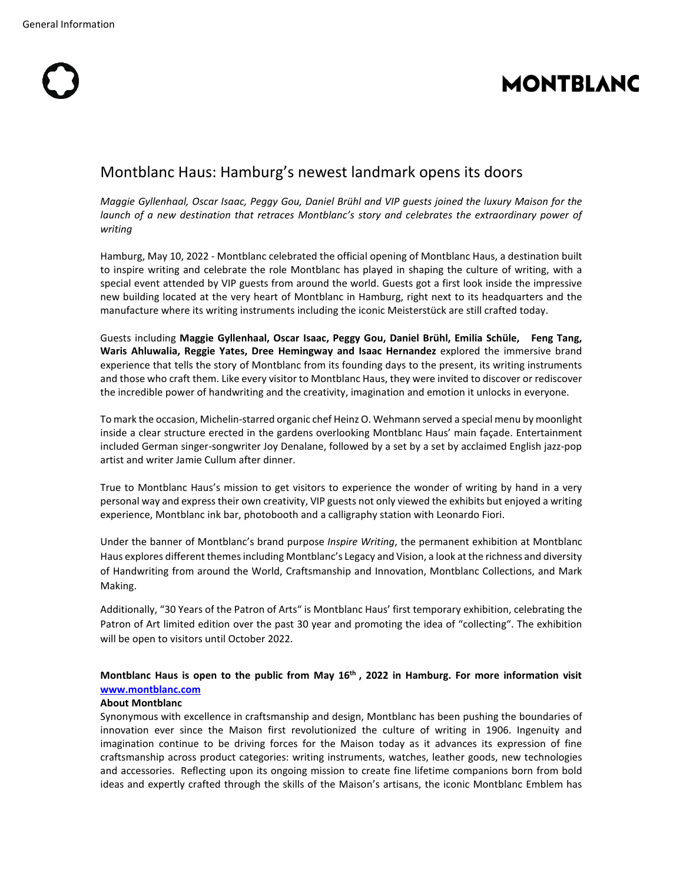General Information

MONTBLANC

# Montblanc Haus: Hamburg's newest landmark opens its doors

*Maggie Gyllenhaal, Oscar Isaac, Peggy Gou, Daniel Brühl and VIP guests joined the luxury Maison for the launch of a new destination that retraces Montblanc's story and celebrates the extraordinary power of writing*

Hamburg, May 10, 2022 - Montblanc celebrated the official opening of Montblanc Haus, a destination built to inspire writing and celebrate the role Montblanc has played in shaping the culture of writing, with a special event attended by VIP guests from around the world. Guests got a first look inside the impressive new building located at the very heart of Montblanc in Hamburg, right next to its headquarters and the manufacture where its writing instruments including the iconic Meisterstück are still crafted today.

Guests including **Maggie Gyllenhaal, Oscar Isaac, Peggy Gou, Daniel Brühl, Emilia Schüle, Feng Tang, Waris Ahluwalia, Reggie Yates, Dree Hemingway and Isaac Hernandez** explored the immersive brand experience that tells the story of Montblanc from its founding days to the present, its writing instruments and those who craft them. Like every visitor to Montblanc Haus, they were invited to discover or rediscover the incredible power of handwriting and the creativity, imagination and emotion it unlocks in everyone.

To mark the occasion, Michelin-starred organic chef Heinz O. Wehmann served a special menu by moonlight inside a clear structure erected in the gardens overlooking Montblanc Haus' main façade. Entertainment included German singer-songwriter Joy Denalane, followed by a set by a set by acclaimed English jazz-pop artist and writer Jamie Cullum after dinner.

True to Montblanc Haus's mission to get visitors to experience the wonder of writing by hand in a very personal way and express their own creativity, VIP guests not only viewed the exhibits but enjoyed a writing experience, Montblanc ink bar, photobooth and a calligraphy station with Leonardo Fiori.

Under the banner of Montblanc's brand purpose *Inspire Writing*, the permanent exhibition at Montblanc Haus explores different themes including Montblanc's Legacy and Vision, a look at the richness and diversity of Handwriting from around the World, Craftsmanship and Innovation, Montblanc Collections, and Mark Making.

Additionally, "30 Years of the Patron of Arts" is Montblanc Haus' first temporary exhibition, celebrating the Patron of Art limited edition over the past 30 year and promoting the idea of "collecting". The exhibition will be open to visitors until October 2022.

**Montblanc Haus is open to the public from May 16th, 2022 in Hamburg. For more information visit [www.montblanc.com](www.montblanc.com)**

**About Montblanc**

Synonymous with excellence in craftsmanship and design, Montblanc has been pushing the boundaries of innovation ever since the Maison first revolutionized the culture of writing in 1906. Ingenuity and imagination continue to be driving forces for the Maison today as it advances its expression of fine craftsmanship across product categories: writing instruments, watches, leather goods, new technologies and accessories. Reflecting upon its ongoing mission to create fine lifetime companions born from bold ideas and expertly crafted through the skills of the Maison's artisans, the iconic Montblanc Emblem has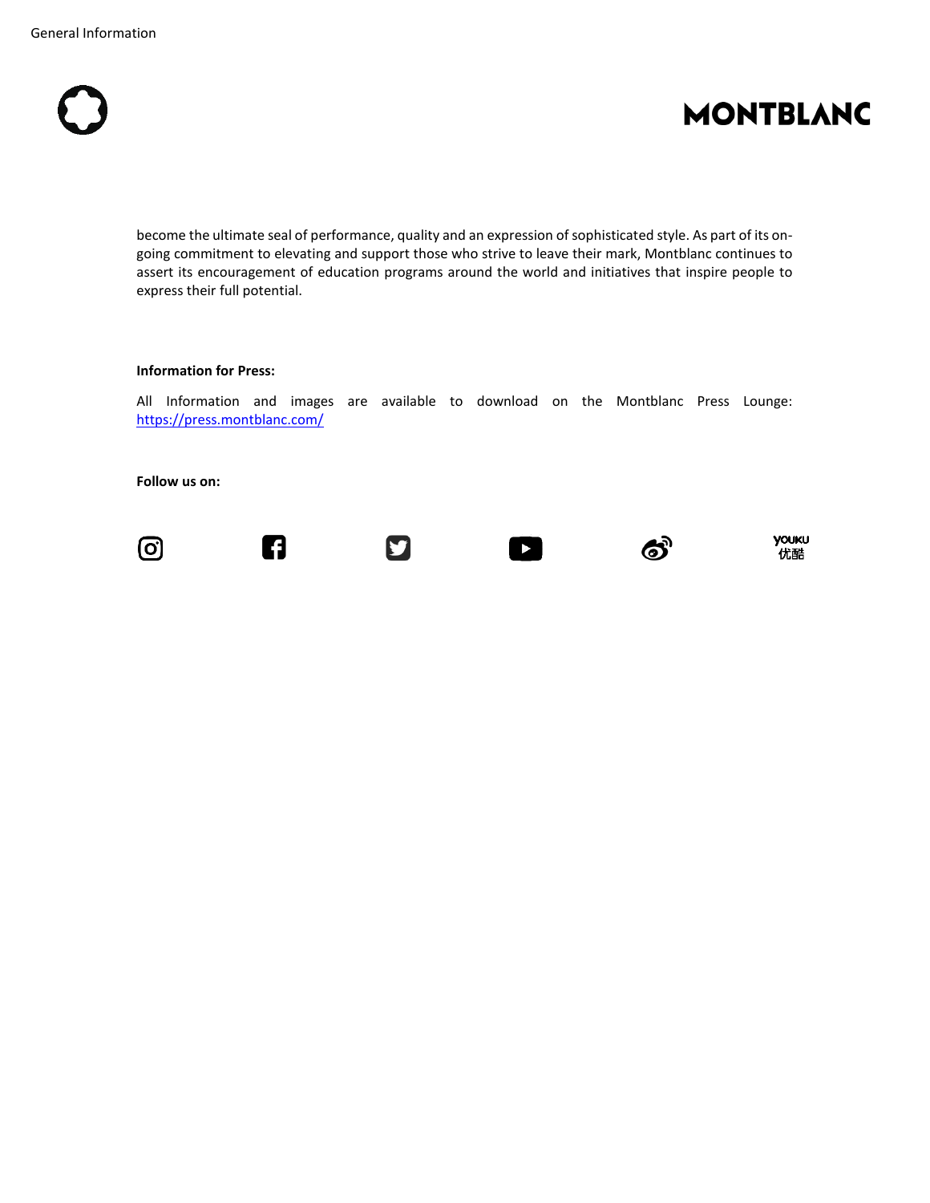become the ultimate seal of performance, quality and an expression of sophisticated style. As part of its on-going commitment to elevating and support those who strive to leave their mark, Montblanc continues to assert its encouragement of education programs around the world and initiatives that inspire people to express their full potential.

**Information for Press:**

All Information and images are available to download on the Montblanc Press Lounge: https://press.montblanc.com/

**Follow us on:**